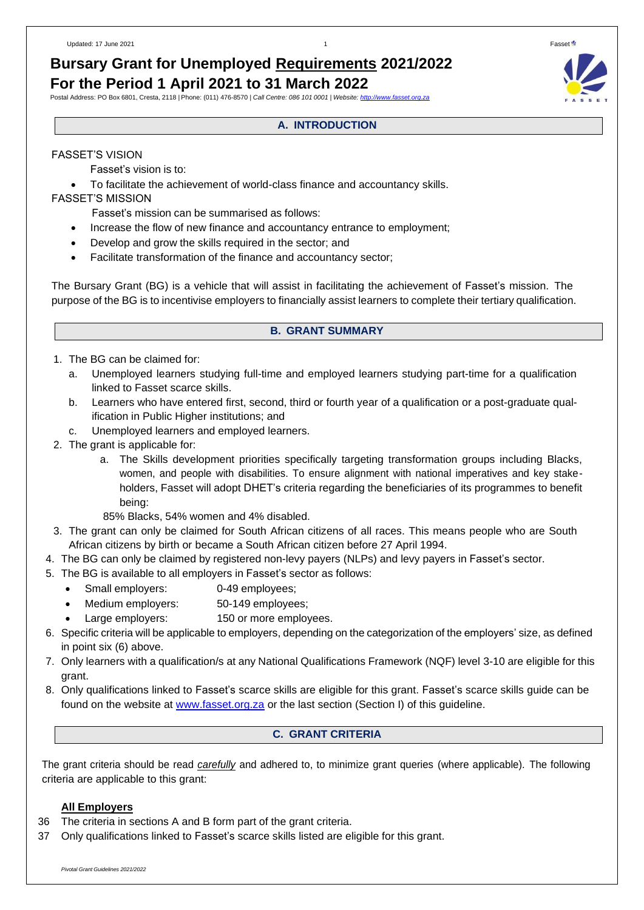# Bursary Grant for Unemployed Requirements 2021/2022
# For the Period 1 April 2021 to 31 March 2022

Postal Address: PO Box 6801, Cresta, 2118 | Phone: (011) 476-8570 | *Call Centre: 086 101 0001* | *Website: [http://www.fasset.org.za](http://www.fasset.org.za)*

## A. INTRODUCTION

FASSET'S VISION

Fasset's vision is to:

- To facilitate the achievement of world-class finance and accountancy skills.

FASSET'S MISSION

Fasset's mission can be summarised as follows:

- Increase the flow of new finance and accountancy entrance to employment;
- Develop and grow the skills required in the sector; and
- Facilitate transformation of the finance and accountancy sector;

The Bursary Grant (BG) is a vehicle that will assist in facilitating the achievement of Fasset's mission. The purpose of the BG is to incentivise employers to financially assist learners to complete their tertiary qualification.

## B. GRANT SUMMARY

1. The BG can be claimed for:
   a. Unemployed learners studying full-time and employed learners studying part-time for a qualification linked to Fasset scarce skills.
   b. Learners who have entered first, second, third or fourth year of a qualification or a post-graduate qualification in Public Higher institutions; and
   c. Unemployed learners and employed learners.
2. The grant is applicable for:
   a. The Skills development priorities specifically targeting transformation groups including Blacks, women, and people with disabilities. To ensure alignment with national imperatives and key stakeholders, Fasset will adopt DHET's criteria regarding the beneficiaries of its programmes to benefit being:

   85% Blacks, 54% women and 4% disabled.
3. The grant can only be claimed for South African citizens of all races. This means people who are South African citizens by birth or became a South African citizen before 27 April 1994.
4. The BG can only be claimed by registered non-levy payers (NLPs) and levy payers in Fasset's sector.
5. The BG is available to all employers in Fasset's sector as follows:
   - Small employers: 0-49 employees;
   - Medium employers: 50-149 employees;
   - Large employers: 150 or more employees.
6. Specific criteria will be applicable to employers, depending on the categorization of the employers' size, as defined in point six (6) above.
7. Only learners with a qualification/s at any National Qualifications Framework (NQF) level 3-10 are eligible for this grant.
8. Only qualifications linked to Fasset's scarce skills are eligible for this grant. Fasset's scarce skills guide can be found on the website at [www.fasset.org.za](http://www.fasset.org.za) or the last section (Section I) of this guideline.

## C. GRANT CRITERIA

The grant criteria should be read ***carefully*** and adhered to, to minimize grant queries (where applicable). The following criteria are applicable to this grant:

### All Employers

36 The criteria in sections A and B form part of the grant criteria.

37 Only qualifications linked to Fasset's scarce skills listed are eligible for this grant.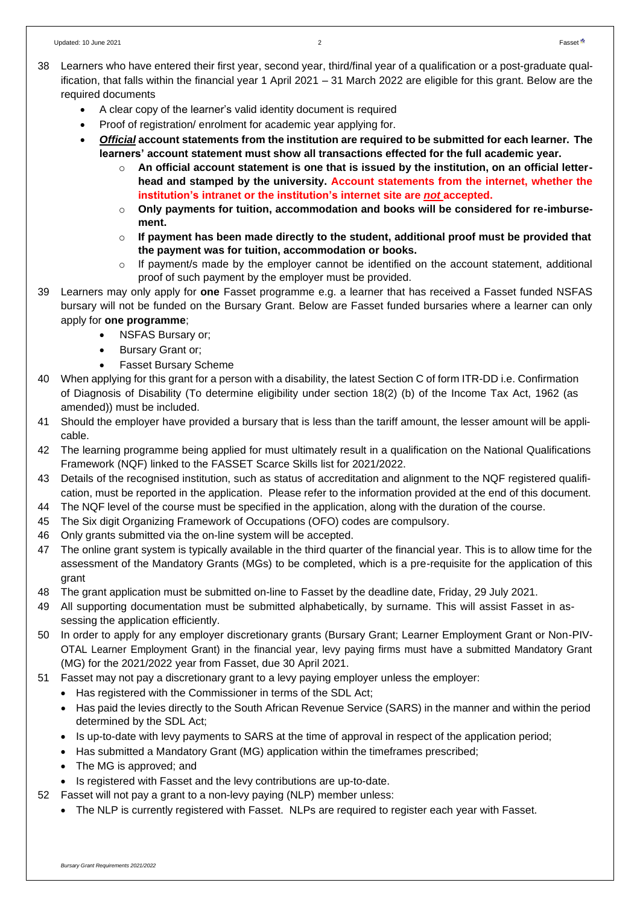38 Learners who have entered their first year, second year, third/final year of a qualification or a post-graduate qualification, that falls within the financial year 1 April 2021 – 31 March 2022 are eligible for this grant. Below are the required documents

- A clear copy of the learner's valid identity document is required
- Proof of registration/ enrolment for academic year applying for.
- ***Official*** **account statements from the institution are required to be submitted for each learner. The learners' account statement must show all transactions effected for the full academic year.**
    - **An official account statement is one that is issued by the institution, on an official letterhead and stamped by the university. Account statements from the internet, whether the institution's intranet or the institution's internet site are *not* accepted.**
    - **Only payments for tuition, accommodation and books will be considered for re-imbursement.**
    - **If payment has been made directly to the student, additional proof must be provided that the payment was for tuition, accommodation or books.**
    - If payment/s made by the employer cannot be identified on the account statement, additional proof of such payment by the employer must be provided.

39 Learners may only apply for **one** Fasset programme e.g. a learner that has received a Fasset funded NSFAS bursary will not be funded on the Bursary Grant. Below are Fasset funded bursaries where a learner can only apply for **one programme**;

- NSFAS Bursary or;
- Bursary Grant or;
- Fasset Bursary Scheme

40 When applying for this grant for a person with a disability, the latest Section C of form ITR-DD i.e. Confirmation of Diagnosis of Disability (To determine eligibility under section 18(2) (b) of the Income Tax Act, 1962 (as amended)) must be included.

41 Should the employer have provided a bursary that is less than the tariff amount, the lesser amount will be applicable.

42 The learning programme being applied for must ultimately result in a qualification on the National Qualifications Framework (NQF) linked to the FASSET Scarce Skills list for 2021/2022.

43 Details of the recognised institution, such as status of accreditation and alignment to the NQF registered qualification, must be reported in the application. Please refer to the information provided at the end of this document.

44 The NQF level of the course must be specified in the application, along with the duration of the course.

45 The Six digit Organizing Framework of Occupations (OFO) codes are compulsory.

46 Only grants submitted via the on-line system will be accepted.

47 The online grant system is typically available in the third quarter of the financial year. This is to allow time for the assessment of the Mandatory Grants (MGs) to be completed, which is a pre-requisite for the application of this grant

48 The grant application must be submitted on-line to Fasset by the deadline date, Friday, 29 July 2021.

49 All supporting documentation must be submitted alphabetically, by surname. This will assist Fasset in assessing the application efficiently.

50 In order to apply for any employer discretionary grants (Bursary Grant; Learner Employment Grant or Non-PIVOTAL Learner Employment Grant) in the financial year, levy paying firms must have a submitted Mandatory Grant (MG) for the 2021/2022 year from Fasset, due 30 April 2021.

51 Fasset may not pay a discretionary grant to a levy paying employer unless the employer:

- Has registered with the Commissioner in terms of the SDL Act;
- Has paid the levies directly to the South African Revenue Service (SARS) in the manner and within the period determined by the SDL Act;
- Is up-to-date with levy payments to SARS at the time of approval in respect of the application period;
- Has submitted a Mandatory Grant (MG) application within the timeframes prescribed;
- The MG is approved; and
- Is registered with Fasset and the levy contributions are up-to-date.

52 Fasset will not pay a grant to a non-levy paying (NLP) member unless:

- The NLP is currently registered with Fasset. NLPs are required to register each year with Fasset.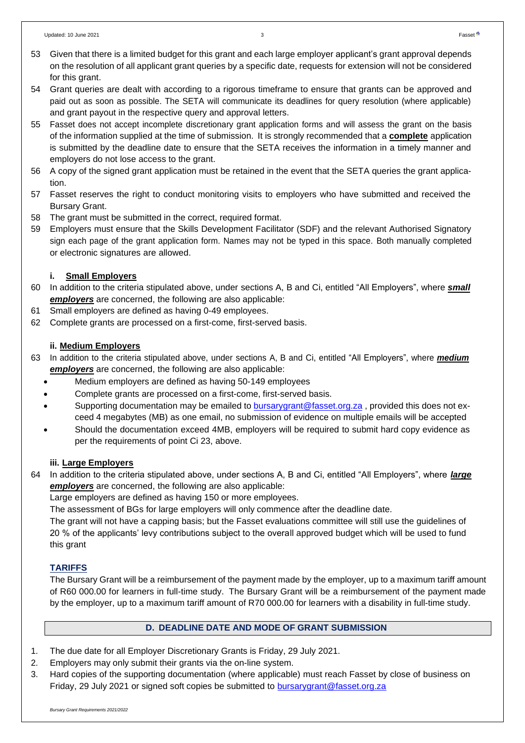53 Given that there is a limited budget for this grant and each large employer applicant's grant approval depends on the resolution of all applicant grant queries by a specific date, requests for extension will not be considered for this grant.

54 Grant queries are dealt with according to a rigorous timeframe to ensure that grants can be approved and paid out as soon as possible. The SETA will communicate its deadlines for query resolution (where applicable) and grant payout in the respective query and approval letters.

55 Fasset does not accept incomplete discretionary grant application forms and will assess the grant on the basis of the information supplied at the time of submission. It is strongly recommended that a **complete** application is submitted by the deadline date to ensure that the SETA receives the information in a timely manner and employers do not lose access to the grant.

56 A copy of the signed grant application must be retained in the event that the SETA queries the grant application.

57 Fasset reserves the right to conduct monitoring visits to employers who have submitted and received the Bursary Grant.

58 The grant must be submitted in the correct, required format.

59 Employers must ensure that the Skills Development Facilitator (SDF) and the relevant Authorised Signatory sign each page of the grant application form. Names may not be typed in this space. Both manually completed or electronic signatures are allowed.

### i. Small Employers

60 In addition to the criteria stipulated above, under sections A, B and Ci, entitled "All Employers", where ***small employers*** are concerned, the following are also applicable:

61 Small employers are defined as having 0-49 employees.

62 Complete grants are processed on a first-come, first-served basis.

### ii. Medium Employers

63 In addition to the criteria stipulated above, under sections A, B and Ci, entitled "All Employers", where ***medium employers*** are concerned, the following are also applicable:

- Medium employers are defined as having 50-149 employees
- Complete grants are processed on a first-come, first-served basis.
- Supporting documentation may be emailed to bursarygrant@fasset.org.za , provided this does not exceed 4 megabytes (MB) as one email, no submission of evidence on multiple emails will be accepted
- Should the documentation exceed 4MB, employers will be required to submit hard copy evidence as per the requirements of point Ci 23, above.

### iii. Large Employers

64 In addition to the criteria stipulated above, under sections A, B and Ci, entitled "All Employers", where ***large employers*** are concerned, the following are also applicable:

Large employers are defined as having 150 or more employees.

The assessment of BGs for large employers will only commence after the deadline date.

The grant will not have a capping basis; but the Fasset evaluations committee will still use the guidelines of 20 % of the applicants' levy contributions subject to the overall approved budget which will be used to fund this grant

### TARIFFS

The Bursary Grant will be a reimbursement of the payment made by the employer, up to a maximum tariff amount of R60 000.00 for learners in full-time study. The Bursary Grant will be a reimbursement of the payment made by the employer, up to a maximum tariff amount of R70 000.00 for learners with a disability in full-time study.

## D. DEADLINE DATE AND MODE OF GRANT SUBMISSION

1. The due date for all Employer Discretionary Grants is Friday, 29 July 2021.
2. Employers may only submit their grants via the on-line system.
3. Hard copies of the supporting documentation (where applicable) must reach Fasset by close of business on Friday, 29 July 2021 or signed soft copies be submitted to bursarygrant@fasset.org.za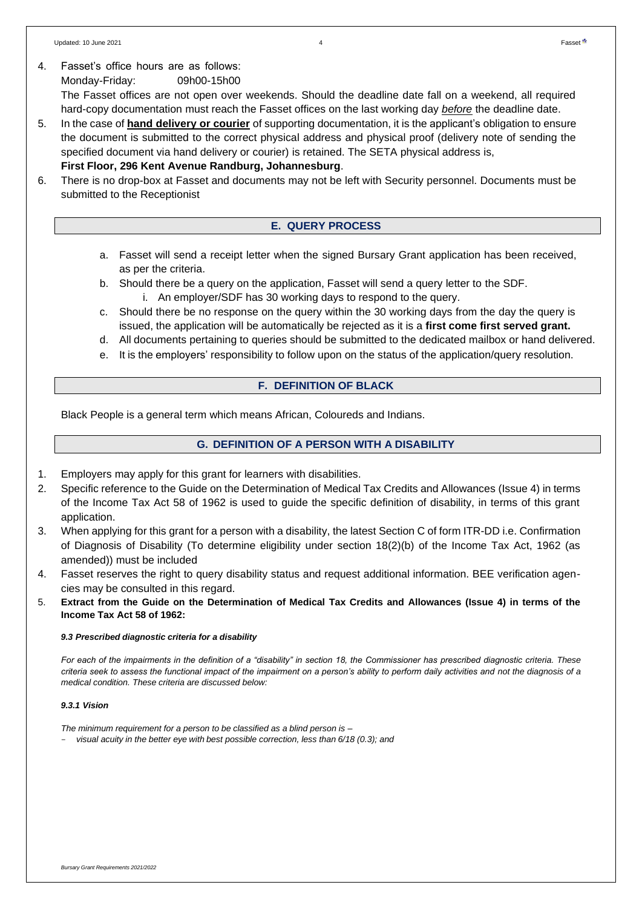4. Fasset's office hours are as follows:
   Monday-Friday: 09h00-15h00
   The Fasset offices are not open over weekends. Should the deadline date fall on a weekend, all required hard-copy documentation must reach the Fasset offices on the last working day ***before*** the deadline date.
5. In the case of **hand delivery or courier** of supporting documentation, it is the applicant's obligation to ensure the document is submitted to the correct physical address and physical proof (delivery note of sending the specified document via hand delivery or courier) is retained. The SETA physical address is,
   **First Floor, 296 Kent Avenue Randburg, Johannesburg**.
6. There is no drop-box at Fasset and documents may not be left with Security personnel. Documents must be submitted to the Receptionist

## E. QUERY PROCESS

a. Fasset will send a receipt letter when the signed Bursary Grant application has been received, as per the criteria.
b. Should there be a query on the application, Fasset will send a query letter to the SDF.
   i. An employer/SDF has 30 working days to respond to the query.
c. Should there be no response on the query within the 30 working days from the day the query is issued, the application will be automatically be rejected as it is a **first come first served grant.**
d. All documents pertaining to queries should be submitted to the dedicated mailbox or hand delivered.
e. It is the employers' responsibility to follow upon on the status of the application/query resolution.

## F. DEFINITION OF BLACK

Black People is a general term which means African, Coloureds and Indians.

## G. DEFINITION OF A PERSON WITH A DISABILITY

1. Employers may apply for this grant for learners with disabilities.
2. Specific reference to the Guide on the Determination of Medical Tax Credits and Allowances (Issue 4) in terms of the Income Tax Act 58 of 1962 is used to guide the specific definition of disability, in terms of this grant application.
3. When applying for this grant for a person with a disability, the latest Section C of form ITR-DD i.e. Confirmation of Diagnosis of Disability (To determine eligibility under section 18(2)(b) of the Income Tax Act, 1962 (as amended)) must be included
4. Fasset reserves the right to query disability status and request additional information. BEE verification agencies may be consulted in this regard.
5. **Extract from the Guide on the Determination of Medical Tax Credits and Allowances (Issue 4) in terms of the Income Tax Act 58 of 1962:**

***9.3 Prescribed diagnostic criteria for a disability***

*For each of the impairments in the definition of a "disability" in section 18, the Commissioner has prescribed diagnostic criteria. These criteria seek to assess the functional impact of the impairment on a person's ability to perform daily activities and not the diagnosis of a medical condition. These criteria are discussed below:*

***9.3.1 Vision***

*The minimum requirement for a person to be classified as a blind person is –*

- *visual acuity in the better eye with best possible correction, less than 6/18 (0.3); and*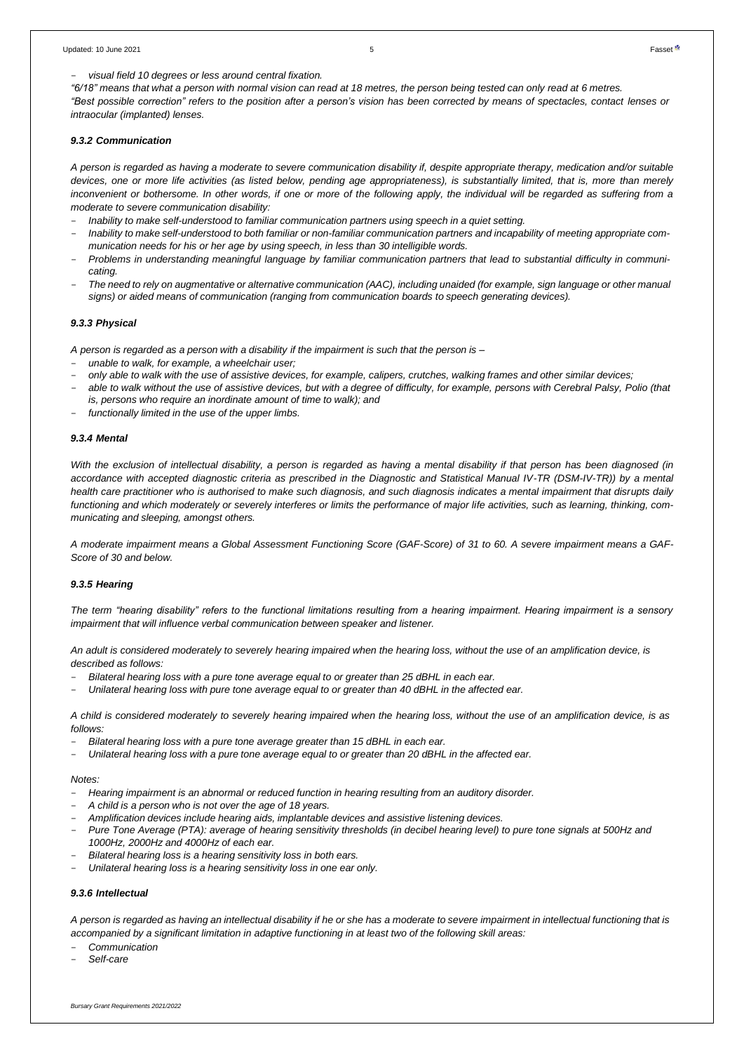- *visual field 10 degrees or less around central fixation.*

*"6/18" means that what a person with normal vision can read at 18 metres, the person being tested can only read at 6 metres. "Best possible correction" refers to the position after a person's vision has been corrected by means of spectacles, contact lenses or intraocular (implanted) lenses.*

#### *9.3.2 Communication*

*A person is regarded as having a moderate to severe communication disability if, despite appropriate therapy, medication and/or suitable devices, one or more life activities (as listed below, pending age appropriateness), is substantially limited, that is, more than merely inconvenient or bothersome. In other words, if one or more of the following apply, the individual will be regarded as suffering from a moderate to severe communication disability:*

- *Inability to make self-understood to familiar communication partners using speech in a quiet setting.*
- *Inability to make self-understood to both familiar or non-familiar communication partners and incapability of meeting appropriate communication needs for his or her age by using speech, in less than 30 intelligible words.*
- *Problems in understanding meaningful language by familiar communication partners that lead to substantial difficulty in communicating.*
- *The need to rely on augmentative or alternative communication (AAC), including unaided (for example, sign language or other manual signs) or aided means of communication (ranging from communication boards to speech generating devices).*

#### *9.3.3 Physical*

*A person is regarded as a person with a disability if the impairment is such that the person is –*

- *unable to walk, for example, a wheelchair user;*
- *only able to walk with the use of assistive devices, for example, calipers, crutches, walking frames and other similar devices;*
- *able to walk without the use of assistive devices, but with a degree of difficulty, for example, persons with Cerebral Palsy, Polio (that is, persons who require an inordinate amount of time to walk); and*
- *functionally limited in the use of the upper limbs.*

#### *9.3.4 Mental*

*With the exclusion of intellectual disability, a person is regarded as having a mental disability if that person has been diagnosed (in accordance with accepted diagnostic criteria as prescribed in the Diagnostic and Statistical Manual IV-TR (DSM-IV-TR)) by a mental health care practitioner who is authorised to make such diagnosis, and such diagnosis indicates a mental impairment that disrupts daily functioning and which moderately or severely interferes or limits the performance of major life activities, such as learning, thinking, communicating and sleeping, amongst others.*

*A moderate impairment means a Global Assessment Functioning Score (GAF-Score) of 31 to 60. A severe impairment means a GAF-Score of 30 and below.*

#### *9.3.5 Hearing*

*The term "hearing disability" refers to the functional limitations resulting from a hearing impairment. Hearing impairment is a sensory impairment that will influence verbal communication between speaker and listener.*

*An adult is considered moderately to severely hearing impaired when the hearing loss, without the use of an amplification device, is described as follows:*

- *Bilateral hearing loss with a pure tone average equal to or greater than 25 dBHL in each ear.*
- *Unilateral hearing loss with pure tone average equal to or greater than 40 dBHL in the affected ear.*

*A child is considered moderately to severely hearing impaired when the hearing loss, without the use of an amplification device, is as follows:*

- *Bilateral hearing loss with a pure tone average greater than 15 dBHL in each ear.*
- *Unilateral hearing loss with a pure tone average equal to or greater than 20 dBHL in the affected ear.*

*Notes:*

- *Hearing impairment is an abnormal or reduced function in hearing resulting from an auditory disorder.*
- *A child is a person who is not over the age of 18 years.*
- *Amplification devices include hearing aids, implantable devices and assistive listening devices.*
- *Pure Tone Average (PTA): average of hearing sensitivity thresholds (in decibel hearing level) to pure tone signals at 500Hz and 1000Hz, 2000Hz and 4000Hz of each ear.*
- *Bilateral hearing loss is a hearing sensitivity loss in both ears.*
- *Unilateral hearing loss is a hearing sensitivity loss in one ear only.*

#### *9.3.6 Intellectual*

*A person is regarded as having an intellectual disability if he or she has a moderate to severe impairment in intellectual functioning that is accompanied by a significant limitation in adaptive functioning in at least two of the following skill areas:*

- *Communication*
- *Self-care*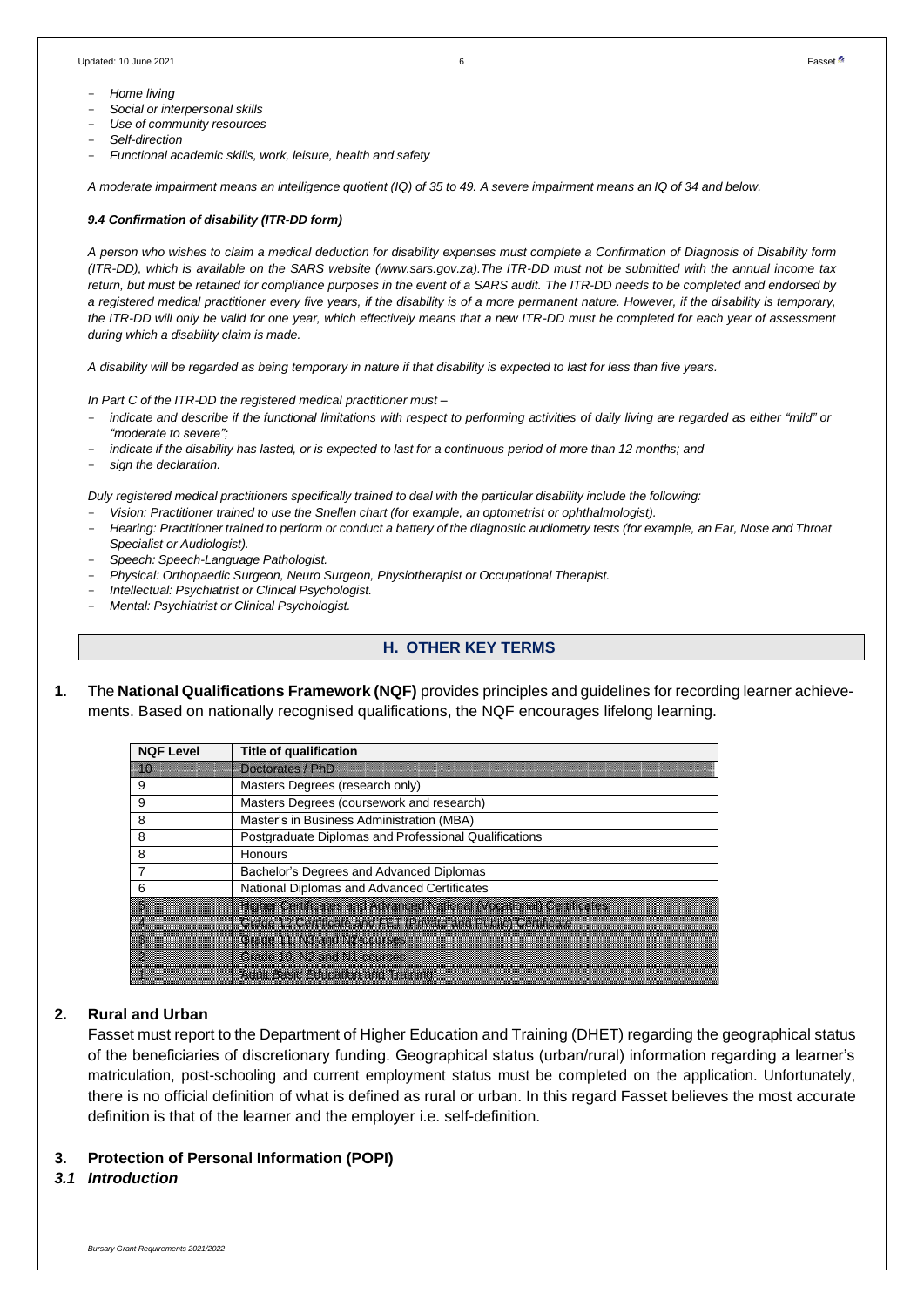- *Home living*
- *Social or interpersonal skills*
- *Use of community resources*
- *Self-direction*
- *Functional academic skills, work, leisure, health and safety*

*A moderate impairment means an intelligence quotient (IQ) of 35 to 49. A severe impairment means an IQ of 34 and below.*

***9.4 Confirmation of disability (ITR-DD form)***

*A person who wishes to claim a medical deduction for disability expenses must complete a Confirmation of Diagnosis of Disability form (ITR-DD), which is available on the SARS website (www.sars.gov.za).The ITR-DD must not be submitted with the annual income tax return, but must be retained for compliance purposes in the event of a SARS audit. The ITR-DD needs to be completed and endorsed by a registered medical practitioner every five years, if the disability is of a more permanent nature. However, if the disability is temporary, the ITR-DD will only be valid for one year, which effectively means that a new ITR-DD must be completed for each year of assessment during which a disability claim is made.*

*A disability will be regarded as being temporary in nature if that disability is expected to last for less than five years.*

*In Part C of the ITR-DD the registered medical practitioner must –*

- *indicate and describe if the functional limitations with respect to performing activities of daily living are regarded as either "mild" or "moderate to severe";*
- *indicate if the disability has lasted, or is expected to last for a continuous period of more than 12 months; and*
- *sign the declaration.*

*Duly registered medical practitioners specifically trained to deal with the particular disability include the following:*

- *Vision: Practitioner trained to use the Snellen chart (for example, an optometrist or ophthalmologist).*
- *Hearing: Practitioner trained to perform or conduct a battery of the diagnostic audiometry tests (for example, an Ear, Nose and Throat Specialist or Audiologist).*
- *Speech: Speech-Language Pathologist.*
- *Physical: Orthopaedic Surgeon, Neuro Surgeon, Physiotherapist or Occupational Therapist.*
- *Intellectual: Psychiatrist or Clinical Psychologist.*
- *Mental: Psychiatrist or Clinical Psychologist.*

## H. OTHER KEY TERMS

**1.** The **National Qualifications Framework (NQF)** provides principles and guidelines for recording learner achievements. Based on nationally recognised qualifications, the NQF encourages lifelong learning.

| NQF Level | Title of qualification |
|---|---|
| 10 | Doctorates / PhD |
| 9 | Masters Degrees (research only) |
| 9 | Masters Degrees (coursework and research) |
| 8 | Master's in Business Administration (MBA) |
| 8 | Postgraduate Diplomas and Professional Qualifications |
| 8 | Honours |
| 7 | Bachelor's Degrees and Advanced Diplomas |
| 6 | National Diplomas and Advanced Certificates |
| 5 | Higher Certificates and Advanced National (Vocational) Certificates |
| 4 | Grade 12 Certificate and FET (Private and Public) Certificate |
| 3 | Grade 11, N3 and N2 courses |
| 2 | Grade 10, N2 and N1 courses |
| 1 | Adult Basic Education and Training |

**2. Rural and Urban**

Fasset must report to the Department of Higher Education and Training (DHET) regarding the geographical status of the beneficiaries of discretionary funding. Geographical status (urban/rural) information regarding a learner's matriculation, post-schooling and current employment status must be completed on the application. Unfortunately, there is no official definition of what is defined as rural or urban. In this regard Fasset believes the most accurate definition is that of the learner and the employer i.e. self-definition.

**3. Protection of Personal Information (POPI)**

***3.1 Introduction***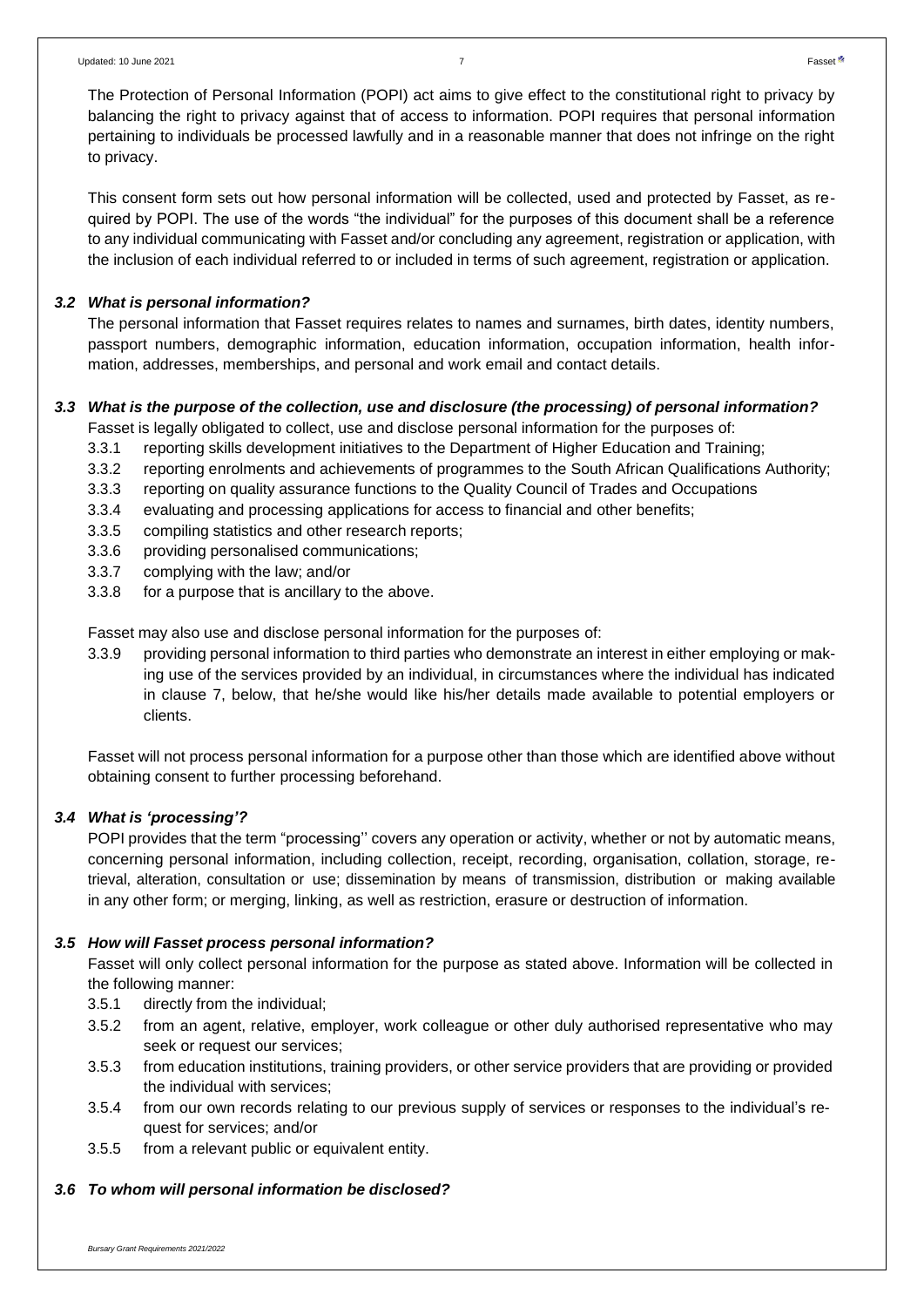The Protection of Personal Information (POPI) act aims to give effect to the constitutional right to privacy by balancing the right to privacy against that of access to information. POPI requires that personal information pertaining to individuals be processed lawfully and in a reasonable manner that does not infringe on the right to privacy.

This consent form sets out how personal information will be collected, used and protected by Fasset, as required by POPI. The use of the words "the individual" for the purposes of this document shall be a reference to any individual communicating with Fasset and/or concluding any agreement, registration or application, with the inclusion of each individual referred to or included in terms of such agreement, registration or application.

### *3.2 What is personal information?*

The personal information that Fasset requires relates to names and surnames, birth dates, identity numbers, passport numbers, demographic information, education information, occupation information, health information, addresses, memberships, and personal and work email and contact details.

### *3.3 What is the purpose of the collection, use and disclosure (the processing) of personal information?*

Fasset is legally obligated to collect, use and disclose personal information for the purposes of:

- 3.3.1 reporting skills development initiatives to the Department of Higher Education and Training;
- 3.3.2 reporting enrolments and achievements of programmes to the South African Qualifications Authority;
- 3.3.3 reporting on quality assurance functions to the Quality Council of Trades and Occupations
- 3.3.4 evaluating and processing applications for access to financial and other benefits;
- 3.3.5 compiling statistics and other research reports;
- 3.3.6 providing personalised communications;
- 3.3.7 complying with the law; and/or
- 3.3.8 for a purpose that is ancillary to the above.

Fasset may also use and disclose personal information for the purposes of:

- 3.3.9 providing personal information to third parties who demonstrate an interest in either employing or making use of the services provided by an individual, in circumstances where the individual has indicated in clause 7, below, that he/she would like his/her details made available to potential employers or clients.

Fasset will not process personal information for a purpose other than those which are identified above without obtaining consent to further processing beforehand.

### *3.4 What is 'processing'?*

POPI provides that the term "processing'' covers any operation or activity, whether or not by automatic means, concerning personal information, including collection, receipt, recording, organisation, collation, storage, retrieval, alteration, consultation or use; dissemination by means of transmission, distribution or making available in any other form; or merging, linking, as well as restriction, erasure or destruction of information.

### *3.5 How will Fasset process personal information?*

Fasset will only collect personal information for the purpose as stated above. Information will be collected in the following manner:

- 3.5.1 directly from the individual;
- 3.5.2 from an agent, relative, employer, work colleague or other duly authorised representative who may seek or request our services;
- 3.5.3 from education institutions, training providers, or other service providers that are providing or provided the individual with services;
- 3.5.4 from our own records relating to our previous supply of services or responses to the individual's request for services; and/or
- 3.5.5 from a relevant public or equivalent entity.

### *3.6 To whom will personal information be disclosed?*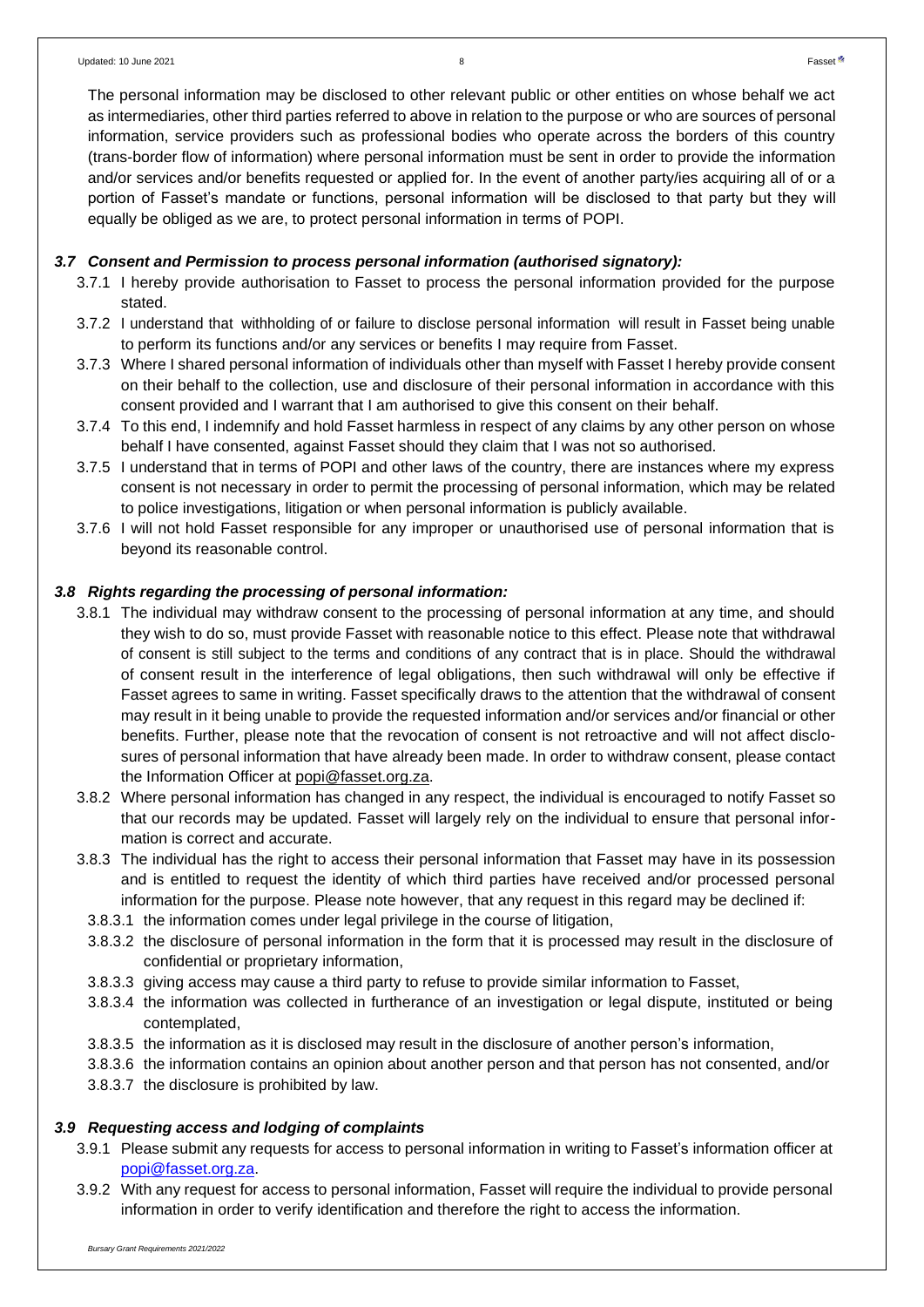The personal information may be disclosed to other relevant public or other entities on whose behalf we act as intermediaries, other third parties referred to above in relation to the purpose or who are sources of personal information, service providers such as professional bodies who operate across the borders of this country (trans-border flow of information) where personal information must be sent in order to provide the information and/or services and/or benefits requested or applied for. In the event of another party/ies acquiring all of or a portion of Fasset's mandate or functions, personal information will be disclosed to that party but they will equally be obliged as we are, to protect personal information in terms of POPI.

### *3.7 Consent and Permission to process personal information (authorised signatory):*

3.7.1 I hereby provide authorisation to Fasset to process the personal information provided for the purpose stated.

3.7.2 I understand that withholding of or failure to disclose personal information will result in Fasset being unable to perform its functions and/or any services or benefits I may require from Fasset.

3.7.3 Where I shared personal information of individuals other than myself with Fasset I hereby provide consent on their behalf to the collection, use and disclosure of their personal information in accordance with this consent provided and I warrant that I am authorised to give this consent on their behalf.

3.7.4 To this end, I indemnify and hold Fasset harmless in respect of any claims by any other person on whose behalf I have consented, against Fasset should they claim that I was not so authorised.

3.7.5 I understand that in terms of POPI and other laws of the country, there are instances where my express consent is not necessary in order to permit the processing of personal information, which may be related to police investigations, litigation or when personal information is publicly available.

3.7.6 I will not hold Fasset responsible for any improper or unauthorised use of personal information that is beyond its reasonable control.

### *3.8 Rights regarding the processing of personal information:*

3.8.1 The individual may withdraw consent to the processing of personal information at any time, and should they wish to do so, must provide Fasset with reasonable notice to this effect. Please note that withdrawal of consent is still subject to the terms and conditions of any contract that is in place. Should the withdrawal of consent result in the interference of legal obligations, then such withdrawal will only be effective if Fasset agrees to same in writing. Fasset specifically draws to the attention that the withdrawal of consent may result in it being unable to provide the requested information and/or services and/or financial or other benefits. Further, please note that the revocation of consent is not retroactive and will not affect disclosures of personal information that have already been made. In order to withdraw consent, please contact the Information Officer at popi@fasset.org.za.

3.8.2 Where personal information has changed in any respect, the individual is encouraged to notify Fasset so that our records may be updated. Fasset will largely rely on the individual to ensure that personal information is correct and accurate.

3.8.3 The individual has the right to access their personal information that Fasset may have in its possession and is entitled to request the identity of which third parties have received and/or processed personal information for the purpose. Please note however, that any request in this regard may be declined if:

- 3.8.3.1 the information comes under legal privilege in the course of litigation,
- 3.8.3.2 the disclosure of personal information in the form that it is processed may result in the disclosure of confidential or proprietary information,
- 3.8.3.3 giving access may cause a third party to refuse to provide similar information to Fasset,
- 3.8.3.4 the information was collected in furtherance of an investigation or legal dispute, instituted or being contemplated,
- 3.8.3.5 the information as it is disclosed may result in the disclosure of another person's information,
- 3.8.3.6 the information contains an opinion about another person and that person has not consented, and/or
- 3.8.3.7 the disclosure is prohibited by law.

### *3.9 Requesting access and lodging of complaints*

3.9.1 Please submit any requests for access to personal information in writing to Fasset's information officer at popi@fasset.org.za.

3.9.2 With any request for access to personal information, Fasset will require the individual to provide personal information in order to verify identification and therefore the right to access the information.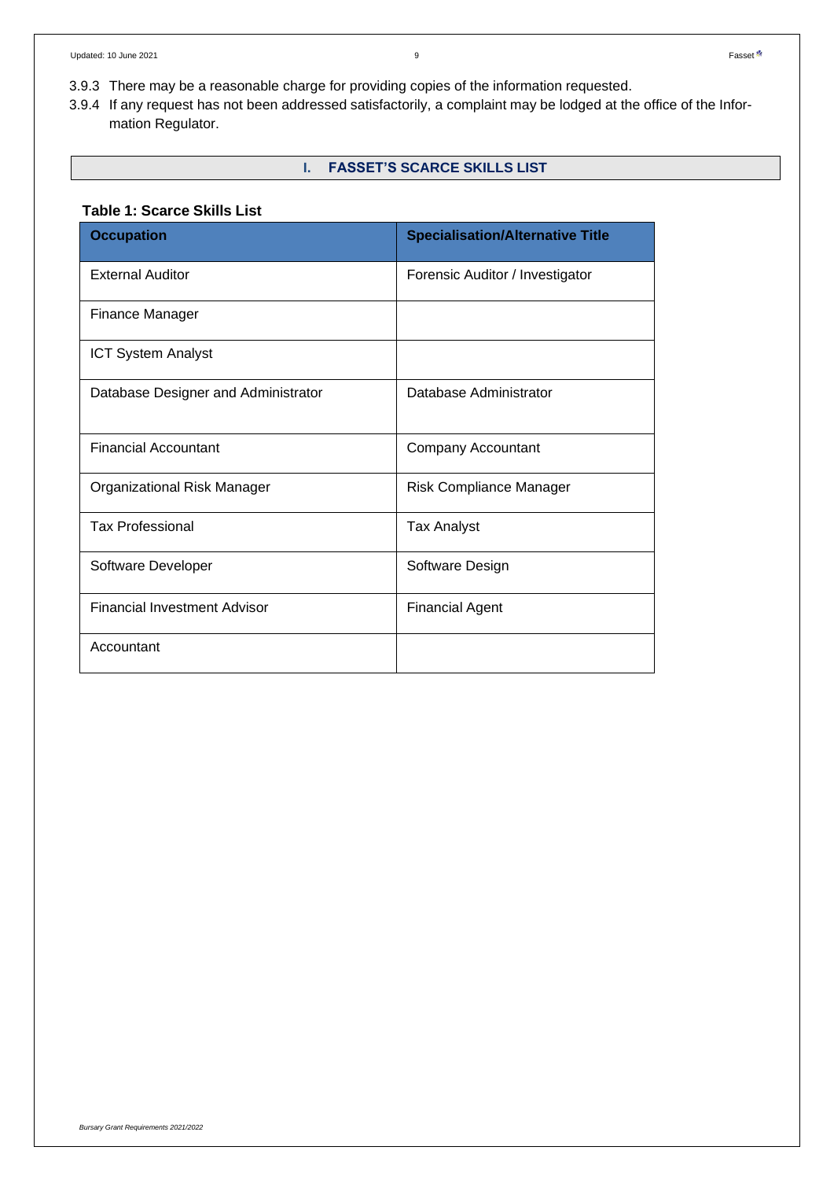3.9.3 There may be a reasonable charge for providing copies of the information requested.

3.9.4 If any request has not been addressed satisfactorily, a complaint may be lodged at the office of the Information Regulator.

## I. FASSET'S SCARCE SKILLS LIST

**Table 1: Scarce Skills List**

| Occupation | Specialisation/Alternative Title |
|---|---|
| External Auditor | Forensic Auditor / Investigator |
| Finance Manager | |
| ICT System Analyst | |
| Database Designer and Administrator | Database Administrator |
| Financial Accountant | Company Accountant |
| Organizational Risk Manager | Risk Compliance Manager |
| Tax Professional | Tax Analyst |
| Software Developer | Software Design |
| Financial Investment Advisor | Financial Agent |
| Accountant | |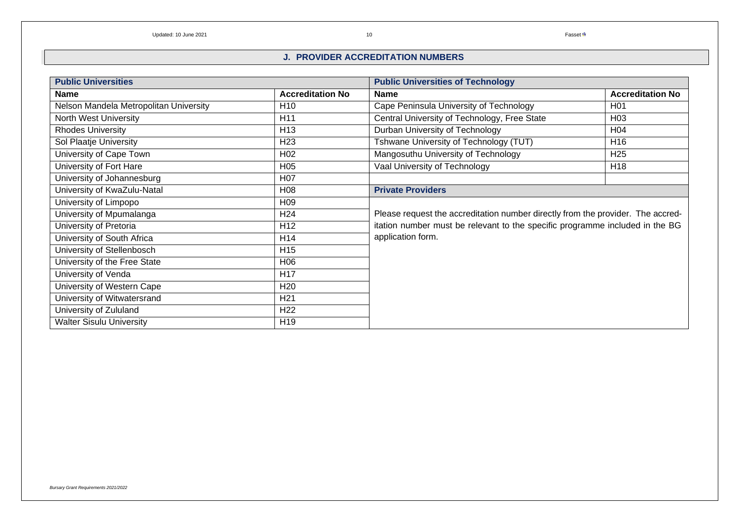## J. PROVIDER ACCREDITATION NUMBERS

| Public Universities | | Public Universities of Technology | |
|---|---|---|---|
| **Name** | **Accreditation No** | **Name** | **Accreditation No** |
| Nelson Mandela Metropolitan University | H10 | Cape Peninsula University of Technology | H01 |
| North West University | H11 | Central University of Technology, Free State | H03 |
| Rhodes University | H13 | Durban University of Technology | H04 |
| Sol Plaatje University | H23 | Tshwane University of Technology (TUT) | H16 |
| University of Cape Town | H02 | Mangosuthu University of Technology | H25 |
| University of Fort Hare | H05 | Vaal University of Technology | H18 |
| University of Johannesburg | H07 | | |
| University of KwaZulu-Natal | H08 | **Private Providers** | |
| University of Limpopo | H09 | Please request the accreditation number directly from the provider. The accreditation number must be relevant to the specific programme included in the BG application form. | |
| University of Mpumalanga | H24 | | |
| University of Pretoria | H12 | | |
| University of South Africa | H14 | | |
| University of Stellenbosch | H15 | | |
| University of the Free State | H06 | | |
| University of Venda | H17 | | |
| University of Western Cape | H20 | | |
| University of Witwatersrand | H21 | | |
| University of Zululand | H22 | | |
| Walter Sisulu University | H19 | | |